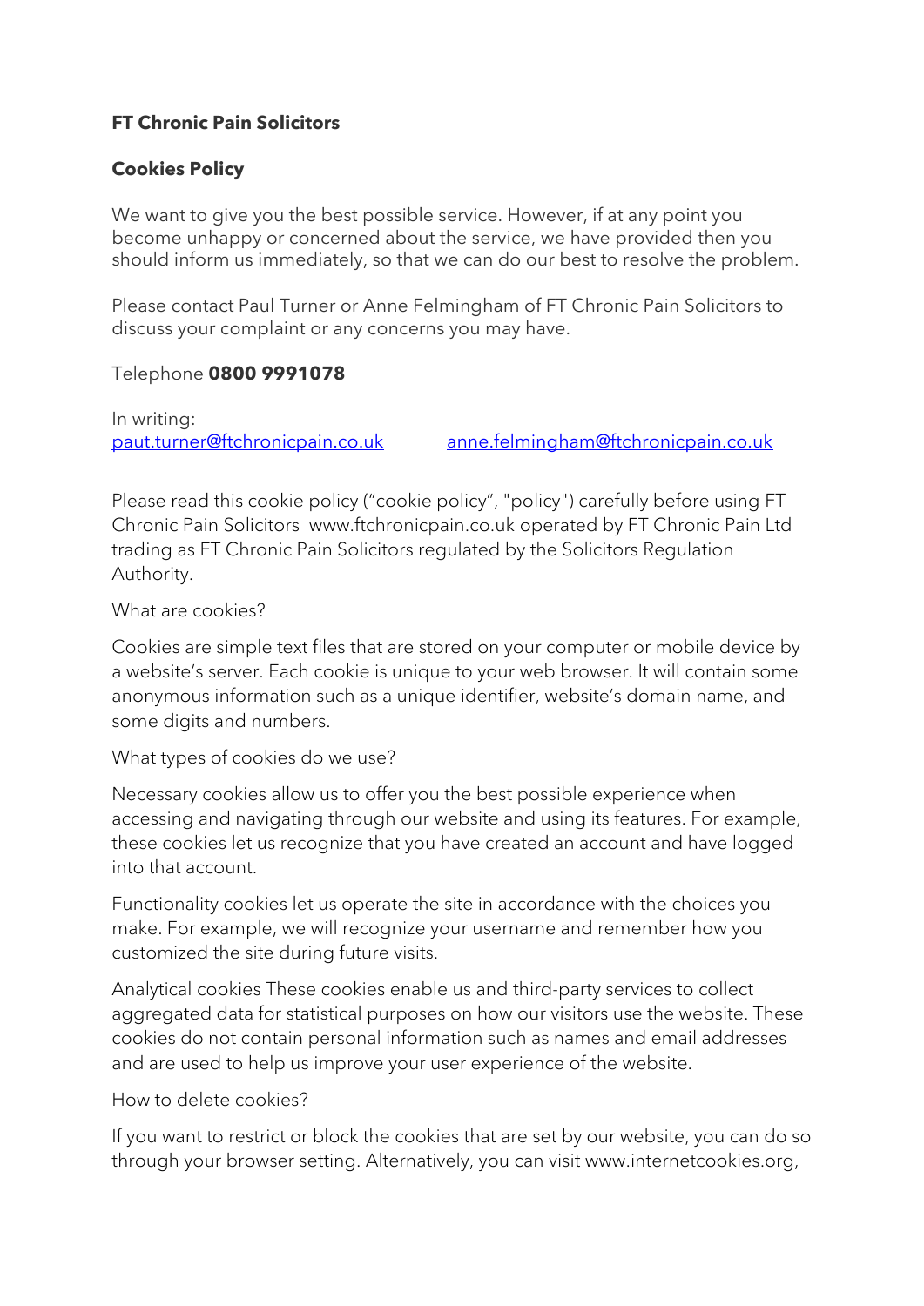**FT Chronic Pain Solicitors**

**Cookies Policy**

We want to give you the best possible service. However, if at any point you become unhappy or concerned about the service, we have provided then you should inform us immediately, so that we can do our best to resolve the problem.

Please contact Paul Turner or Anne Felmingham of FT Chronic Pain Solicitors to discuss your complaint or any concerns you may have.

Telephone **0800 9991078**

In writing:
[paut.turner@ftchronicpain.co.uk](mailto:paut.turner@ftchronicpain.co.uk) [anne.felmingham@ftchronicpain.co.uk](mailto:anne.felmingham@ftchronicpain.co.uk)

Please read this cookie policy ("cookie policy", "policy") carefully before using FT Chronic Pain Solicitors www.ftchronicpain.co.uk operated by FT Chronic Pain Ltd trading as FT Chronic Pain Solicitors regulated by the Solicitors Regulation Authority.

What are cookies?

Cookies are simple text files that are stored on your computer or mobile device by a website's server. Each cookie is unique to your web browser. It will contain some anonymous information such as a unique identifier, website's domain name, and some digits and numbers.

What types of cookies do we use?

Necessary cookies allow us to offer you the best possible experience when accessing and navigating through our website and using its features. For example, these cookies let us recognize that you have created an account and have logged into that account.

Functionality cookies let us operate the site in accordance with the choices you make. For example, we will recognize your username and remember how you customized the site during future visits.

Analytical cookies These cookies enable us and third-party services to collect aggregated data for statistical purposes on how our visitors use the website. These cookies do not contain personal information such as names and email addresses and are used to help us improve your user experience of the website.

How to delete cookies?

If you want to restrict or block the cookies that are set by our website, you can do so through your browser setting. Alternatively, you can visit www.internetcookies.org,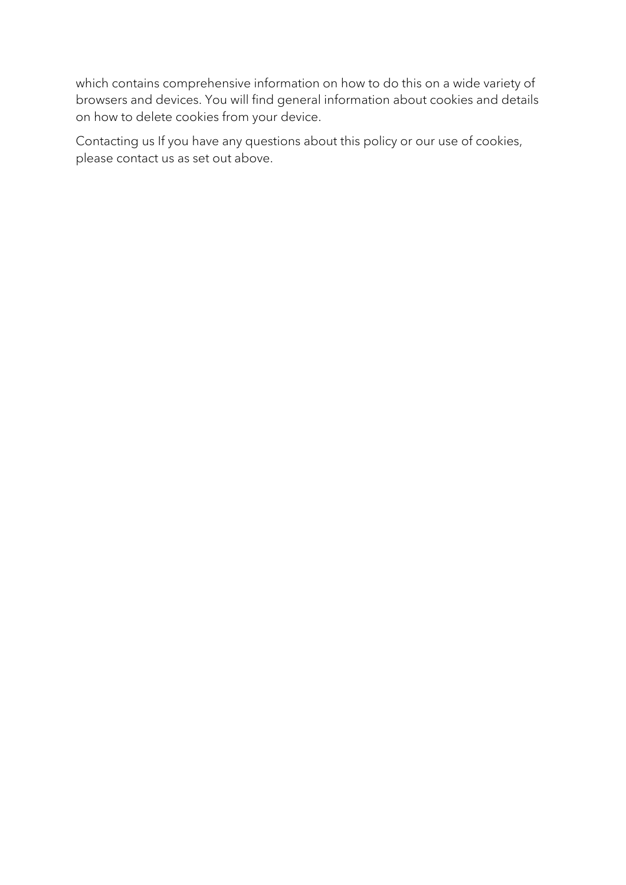which contains comprehensive information on how to do this on a wide variety of browsers and devices. You will find general information about cookies and details on how to delete cookies from your device.

Contacting us If you have any questions about this policy or our use of cookies, please contact us as set out above.